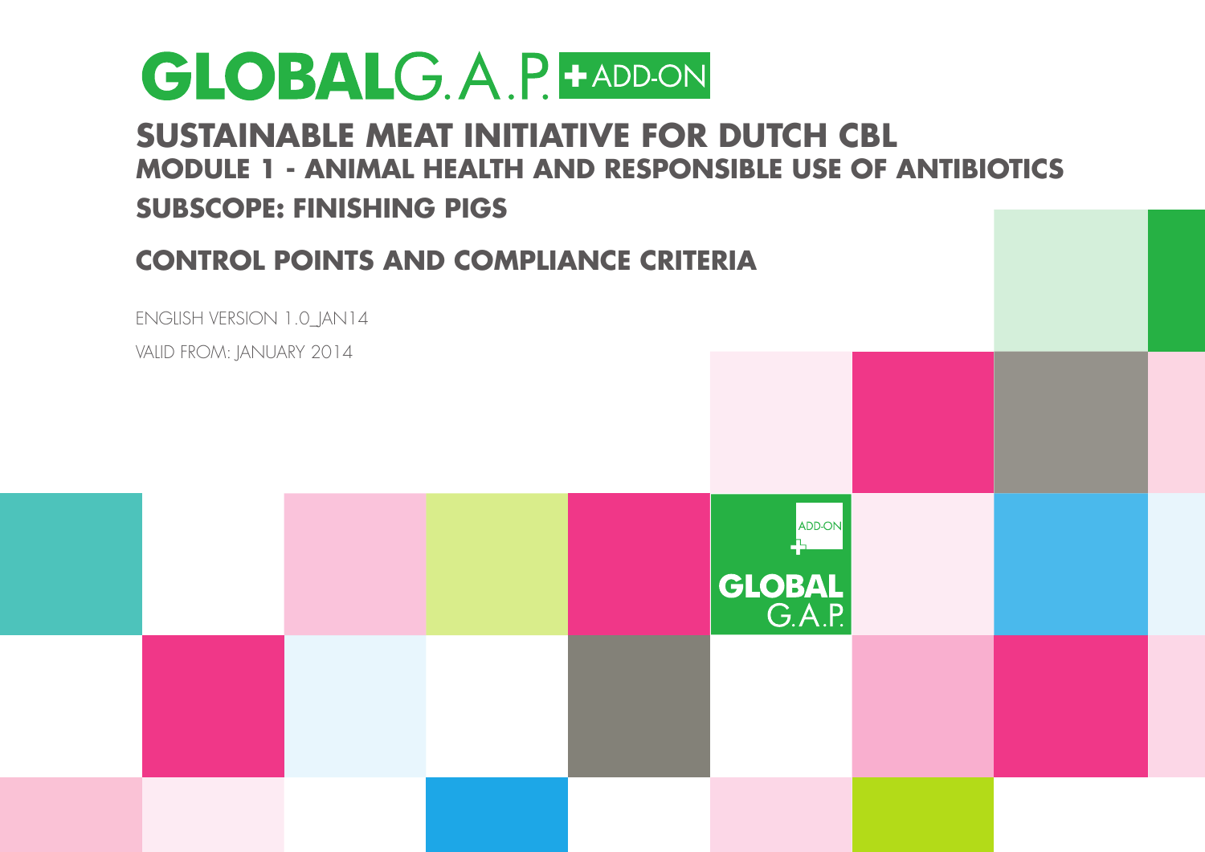# GLOBALG.A.P. + ADD-ON

## SUSTAINABLE MEAT INITIATIVE FOR DUTCH CBL

### MODULE 1 - ANIMAL HEALTH AND RESPONSIBLE USE OF ANTIBIOTICS

### SUBSCOPE: FINISHING PIGS

## CONTROL POINTS AND COMPLIANCE CRITERIA

ENGLISH VERSION 1.0_JAN14

VALID FROM: JANUARY 2014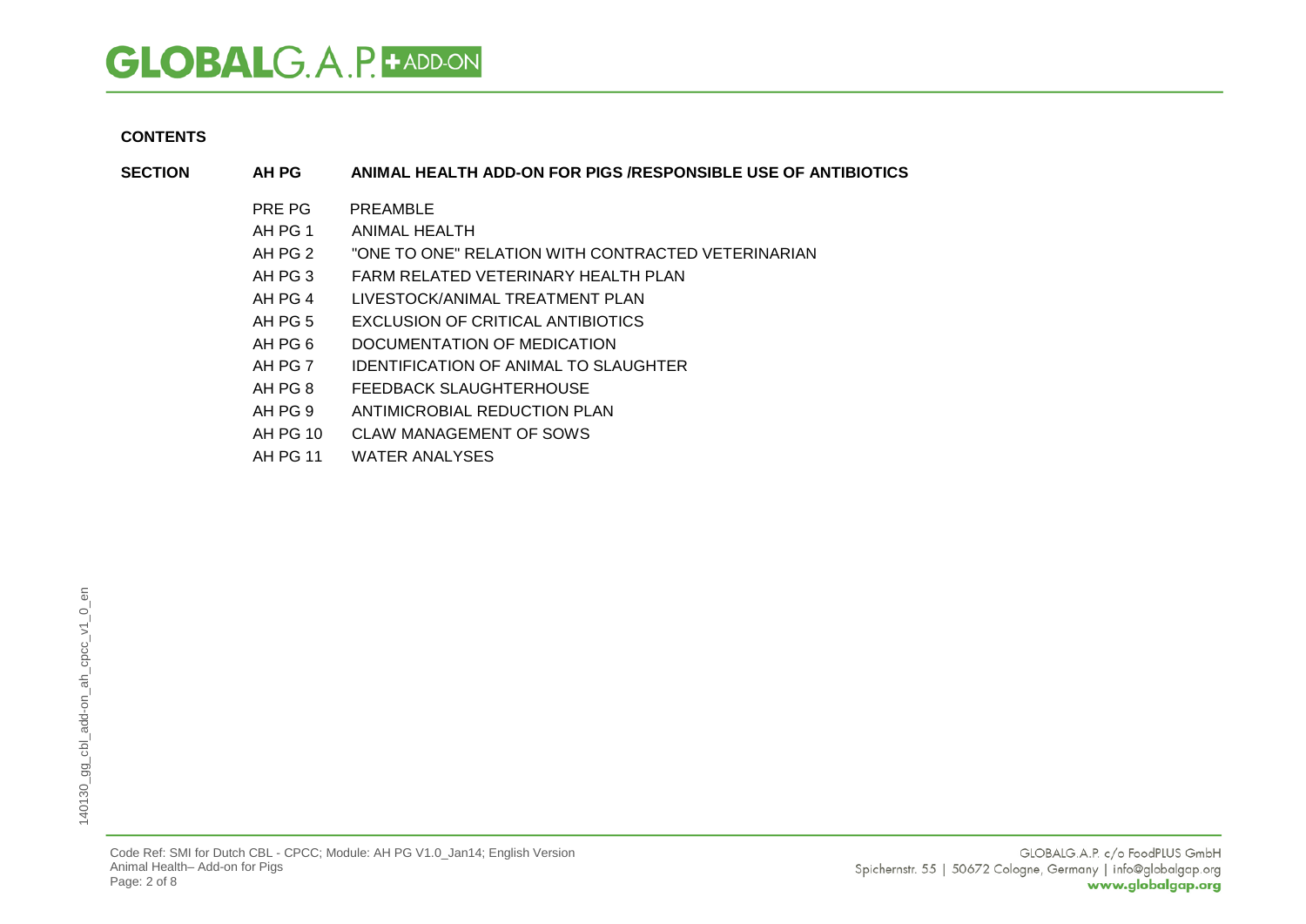**CONTENTS**

| | | |
|---|---|---|
| **SECTION** | **AH PG** | **ANIMAL HEALTH ADD-ON FOR PIGS /RESPONSIBLE USE OF ANTIBIOTICS** |
| | PRE PG | PREAMBLE |
| | AH PG 1 | ANIMAL HEALTH |
| | AH PG 2 | "ONE TO ONE" RELATION WITH CONTRACTED VETERINARIAN |
| | AH PG 3 | FARM RELATED VETERINARY HEALTH PLAN |
| | AH PG 4 | LIVESTOCK/ANIMAL TREATMENT PLAN |
| | AH PG 5 | EXCLUSION OF CRITICAL ANTIBIOTICS |
| | AH PG 6 | DOCUMENTATION OF MEDICATION |
| | AH PG 7 | IDENTIFICATION OF ANIMAL TO SLAUGHTER |
| | AH PG 8 | FEEDBACK SLAUGHTERHOUSE |
| | AH PG 9 | ANTIMICROBIAL REDUCTION PLAN |
| | AH PG 10 | CLAW MANAGEMENT OF SOWS |
| | AH PG 11 | WATER ANALYSES |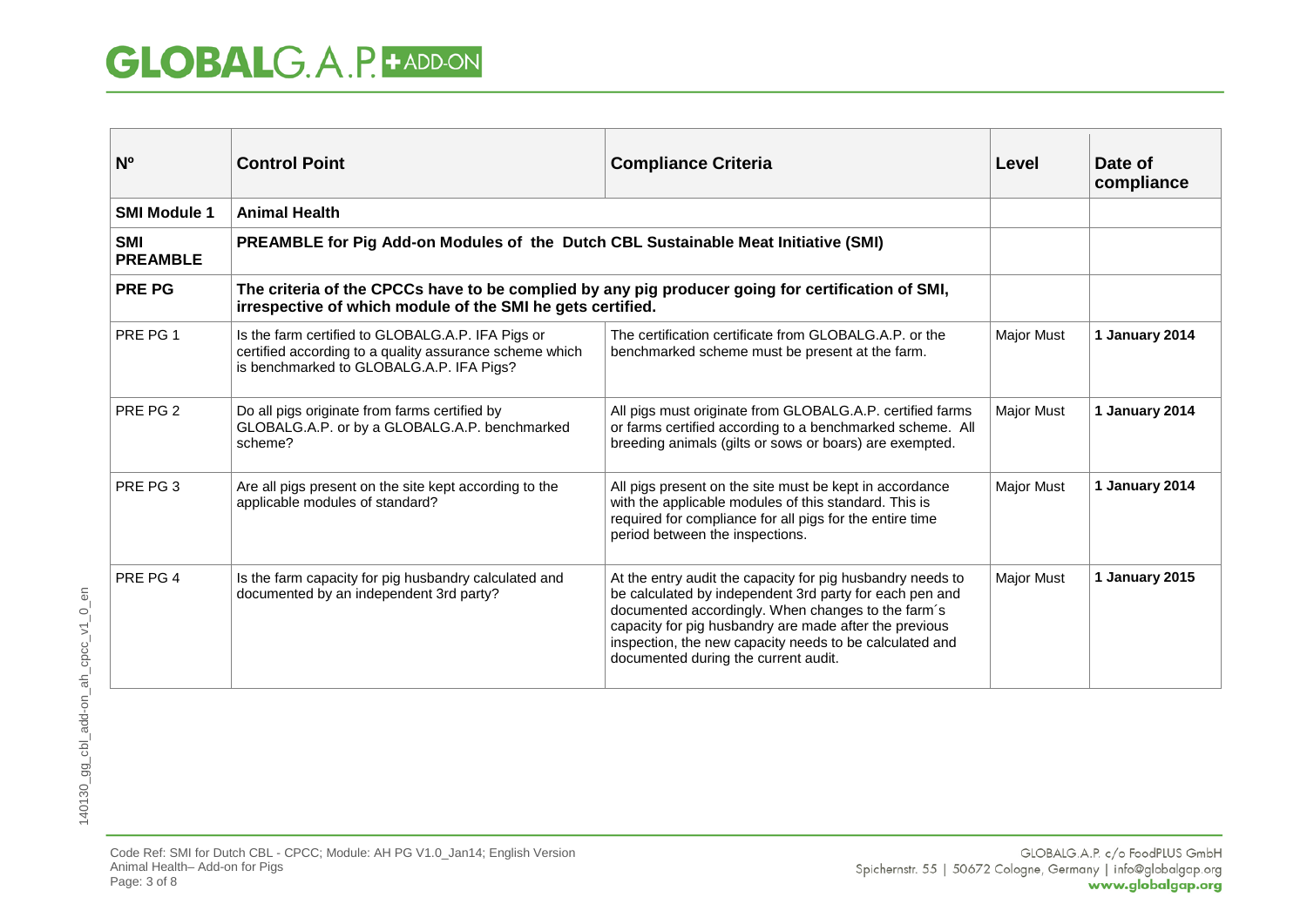| Nº | Control Point | Compliance Criteria | Level | Date of compliance |
|---|---|---|---|---|
| **SMI Module 1** | **Animal Health** | | | |
| **SMI PREAMBLE** | **PREAMBLE for Pig Add-on Modules of the Dutch CBL Sustainable Meat Initiative (SMI)** | | | |
| **PRE PG** | **The criteria of the CPCCs have to be complied by any pig producer going for certification of SMI, irrespective of which module of the SMI he gets certified.** | | | |
| PRE PG 1 | Is the farm certified to GLOBALG.A.P. IFA Pigs or certified according to a quality assurance scheme which is benchmarked to GLOBALG.A.P. IFA Pigs? | The certification certificate from GLOBALG.A.P. or the benchmarked scheme must be present at the farm. | Major Must | **1 January 2014** |
| PRE PG 2 | Do all pigs originate from farms certified by GLOBALG.A.P. or by a GLOBALG.A.P. benchmarked scheme? | All pigs must originate from GLOBALG.A.P. certified farms or farms certified according to a benchmarked scheme. All breeding animals (gilts or sows or boars) are exempted. | Major Must | **1 January 2014** |
| PRE PG 3 | Are all pigs present on the site kept according to the applicable modules of standard? | All pigs present on the site must be kept in accordance with the applicable modules of this standard. This is required for compliance for all pigs for the entire time period between the inspections. | Major Must | **1 January 2014** |
| PRE PG 4 | Is the farm capacity for pig husbandry calculated and documented by an independent 3rd party? | At the entry audit the capacity for pig husbandry needs to be calculated by independent 3rd party for each pen and documented accordingly. When changes to the farm´s capacity for pig husbandry are made after the previous inspection, the new capacity needs to be calculated and documented during the current audit. | Major Must | **1 January 2015** |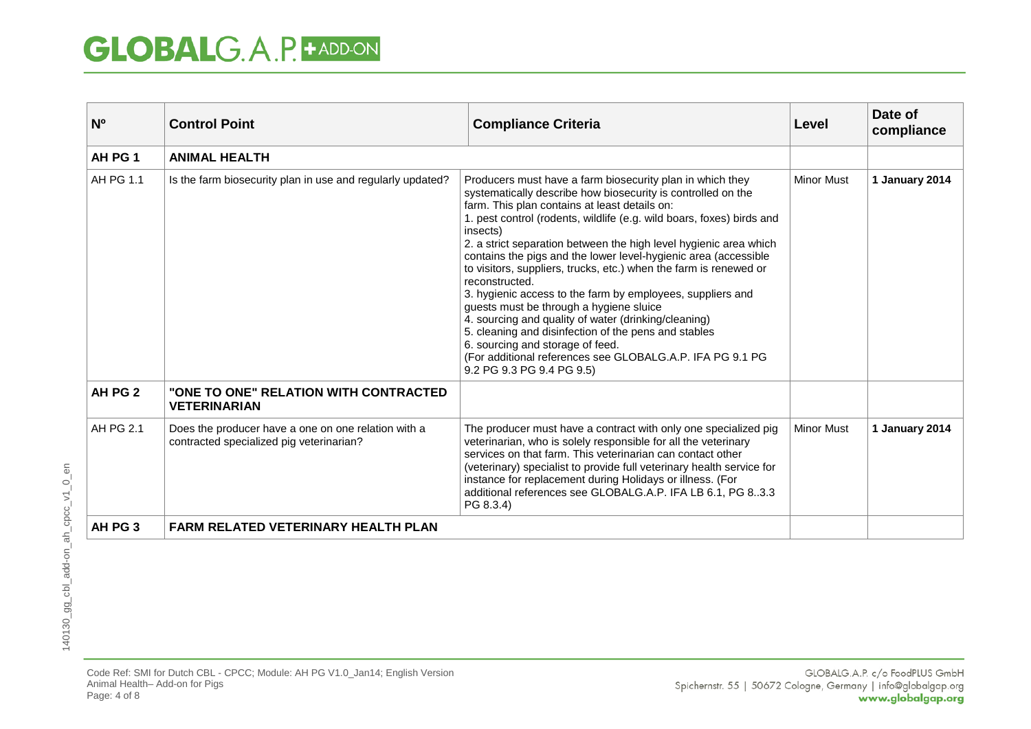| Nº | Control Point | Compliance Criteria | Level | Date of compliance |
|---|---|---|---|---|
| **AH PG 1** | **ANIMAL HEALTH** | | | |
| AH PG 1.1 | Is the farm biosecurity plan in use and regularly updated? | Producers must have a farm biosecurity plan in which they systematically describe how biosecurity is controlled on the farm. This plan contains at least details on:<br>1. pest control (rodents, wildlife (e.g. wild boars, foxes) birds and insects)<br>2. a strict separation between the high level hygienic area which contains the pigs and the lower level-hygienic area (accessible to visitors, suppliers, trucks, etc.) when the farm is renewed or reconstructed.<br>3. hygienic access to the farm by employees, suppliers and guests must be through a hygiene sluice<br>4. sourcing and quality of water (drinking/cleaning)<br>5. cleaning and disinfection of the pens and stables<br>6. sourcing and storage of feed.<br>(For additional references see GLOBALG.A.P. IFA PG 9.1 PG 9.2 PG 9.3 PG 9.4 PG 9.5) | Minor Must | **1 January 2014** |
| **AH PG 2** | **"ONE TO ONE" RELATION WITH CONTRACTED VETERINARIAN** | | | |
| AH PG 2.1 | Does the producer have a one on one relation with a contracted specialized pig veterinarian? | The producer must have a contract with only one specialized pig veterinarian, who is solely responsible for all the veterinary services on that farm. This veterinarian can contact other (veterinary) specialist to provide full veterinary health service for instance for replacement during Holidays or illness. (For additional references see GLOBALG.A.P. IFA LB 6.1, PG 8..3.3 PG 8.3.4) | Minor Must | **1 January 2014** |
| **AH PG 3** | **FARM RELATED VETERINARY HEALTH PLAN** | | | |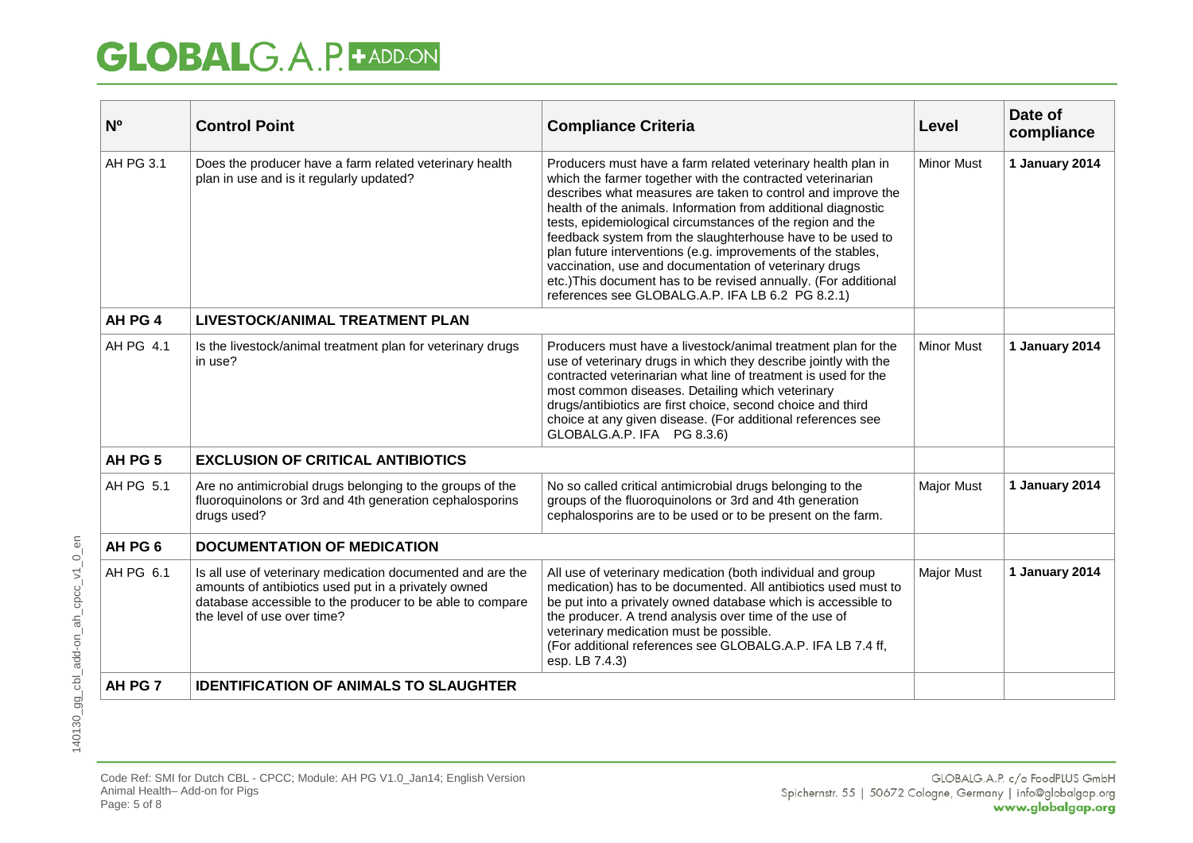| Nº | Control Point | Compliance Criteria | Level | Date of compliance |
|---|---|---|---|---|
| AH PG 3.1 | Does the producer have a farm related veterinary health plan in use and is it regularly updated? | Producers must have a farm related veterinary health plan in which the farmer together with the contracted veterinarian describes what measures are taken to control and improve the health of the animals. Information from additional diagnostic tests, epidemiological circumstances of the region and the feedback system from the slaughterhouse have to be used to plan future interventions (e.g. improvements of the stables, vaccination, use and documentation of veterinary drugs etc.)This document has to be revised annually. (For additional references see GLOBALG.A.P. IFA LB 6.2 PG 8.2.1) | Minor Must | **1 January 2014** |
| **AH PG 4** | **LIVESTOCK/ANIMAL TREATMENT PLAN** | | | |
| AH PG 4.1 | Is the livestock/animal treatment plan for veterinary drugs in use? | Producers must have a livestock/animal treatment plan for the use of veterinary drugs in which they describe jointly with the contracted veterinarian what line of treatment is used for the most common diseases. Detailing which veterinary drugs/antibiotics are first choice, second choice and third choice at any given disease. (For additional references see GLOBALG.A.P. IFA PG 8.3.6) | Minor Must | **1 January 2014** |
| **AH PG 5** | **EXCLUSION OF CRITICAL ANTIBIOTICS** | | | |
| AH PG 5.1 | Are no antimicrobial drugs belonging to the groups of the fluoroquinolons or 3rd and 4th generation cephalosporins drugs used? | No so called critical antimicrobial drugs belonging to the groups of the fluoroquinolons or 3rd and 4th generation cephalosporins are to be used or to be present on the farm. | Major Must | **1 January 2014** |
| **AH PG 6** | **DOCUMENTATION OF MEDICATION** | | | |
| AH PG 6.1 | Is all use of veterinary medication documented and are the amounts of antibiotics used put in a privately owned database accessible to the producer to be able to compare the level of use over time? | All use of veterinary medication (both individual and group medication) has to be documented. All antibiotics used must to be put into a privately owned database which is accessible to the producer. A trend analysis over time of the use of veterinary medication must be possible. (For additional references see GLOBALG.A.P. IFA LB 7.4 ff, esp. LB 7.4.3) | Major Must | **1 January 2014** |
| **AH PG 7** | **IDENTIFICATION OF ANIMALS TO SLAUGHTER** | | | |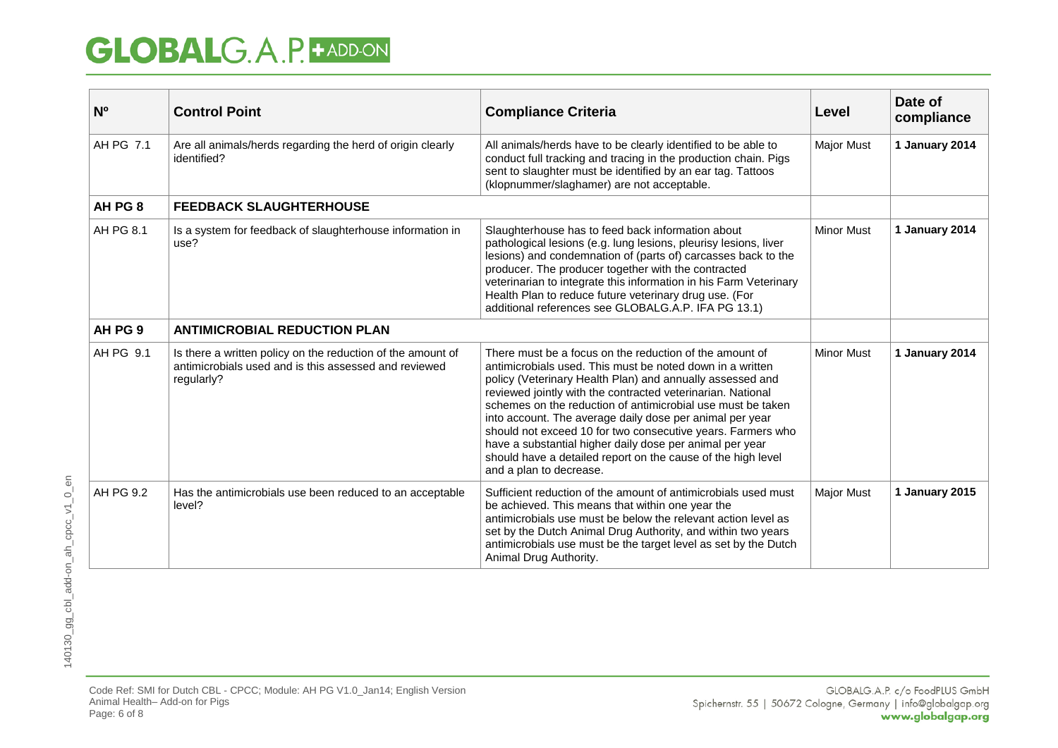| Nº | Control Point | Compliance Criteria | Level | Date of compliance |
|---|---|---|---|---|
| AH PG 7.1 | Are all animals/herds regarding the herd of origin clearly identified? | All animals/herds have to be clearly identified to be able to conduct full tracking and tracing in the production chain. Pigs sent to slaughter must be identified by an ear tag. Tattoos (klopnummer/slaghamer) are not acceptable. | Major Must | **1 January 2014** |
| **AH PG 8** | **FEEDBACK SLAUGHTERHOUSE** | | | |
| AH PG 8.1 | Is a system for feedback of slaughterhouse information in use? | Slaughterhouse has to feed back information about pathological lesions (e.g. lung lesions, pleurisy lesions, liver lesions) and condemnation of (parts of) carcasses back to the producer. The producer together with the contracted veterinarian to integrate this information in his Farm Veterinary Health Plan to reduce future veterinary drug use. (For additional references see GLOBALG.A.P. IFA PG 13.1) | Minor Must | **1 January 2014** |
| **AH PG 9** | **ANTIMICROBIAL REDUCTION PLAN** | | | |
| AH PG 9.1 | Is there a written policy on the reduction of the amount of antimicrobials used and is this assessed and reviewed regularly? | There must be a focus on the reduction of the amount of antimicrobials used. This must be noted down in a written policy (Veterinary Health Plan) and annually assessed and reviewed jointly with the contracted veterinarian. National schemes on the reduction of antimicrobial use must be taken into account. The average daily dose per animal per year should not exceed 10 for two consecutive years. Farmers who have a substantial higher daily dose per animal per year should have a detailed report on the cause of the high level and a plan to decrease. | Minor Must | **1 January 2014** |
| AH PG 9.2 | Has the antimicrobials use been reduced to an acceptable level? | Sufficient reduction of the amount of antimicrobials used must be achieved. This means that within one year the antimicrobials use must be below the relevant action level as set by the Dutch Animal Drug Authority, and within two years antimicrobials use must be the target level as set by the Dutch Animal Drug Authority. | Major Must | **1 January 2015** |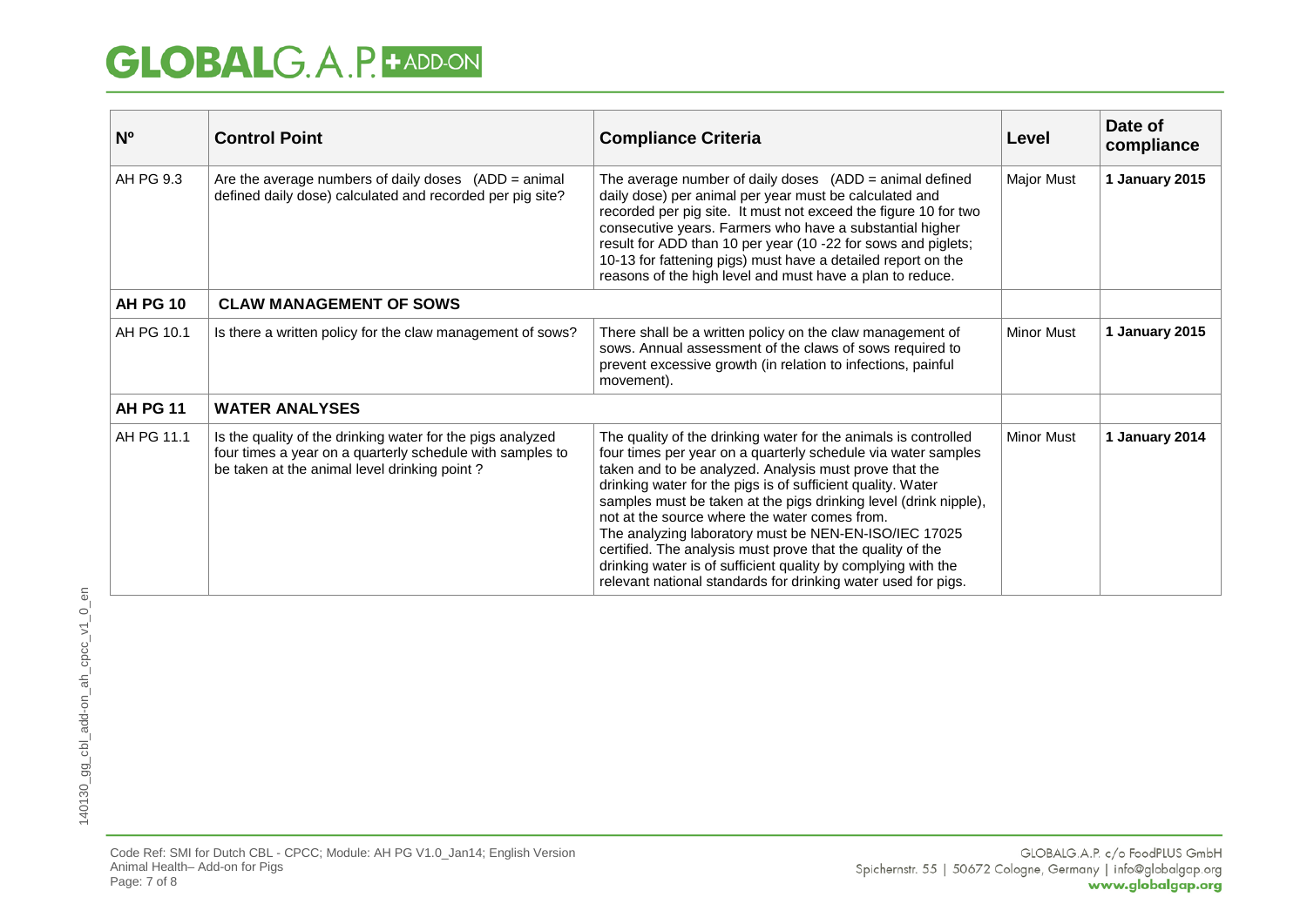| Nº | Control Point | Compliance Criteria | Level | Date of compliance |
|---|---|---|---|---|
| AH PG 9.3 | Are the average numbers of daily doses (ADD = animal defined daily dose) calculated and recorded per pig site? | The average number of daily doses (ADD = animal defined daily dose) per animal per year must be calculated and recorded per pig site. It must not exceed the figure 10 for two consecutive years. Farmers who have a substantial higher result for ADD than 10 per year (10 -22 for sows and piglets; 10-13 for fattening pigs) must have a detailed report on the reasons of the high level and must have a plan to reduce. | Major Must | **1 January 2015** |
| **AH PG 10** | **CLAW MANAGEMENT OF SOWS** | | | |
| AH PG 10.1 | Is there a written policy for the claw management of sows? | There shall be a written policy on the claw management of sows. Annual assessment of the claws of sows required to prevent excessive growth (in relation to infections, painful movement). | Minor Must | **1 January 2015** |
| **AH PG 11** | **WATER ANALYSES** | | | |
| AH PG 11.1 | Is the quality of the drinking water for the pigs analyzed four times a year on a quarterly schedule with samples to be taken at the animal level drinking point ? | The quality of the drinking water for the animals is controlled four times per year on a quarterly schedule via water samples taken and to be analyzed. Analysis must prove that the drinking water for the pigs is of sufficient quality. Water samples must be taken at the pigs drinking level (drink nipple), not at the source where the water comes from.<br>The analyzing laboratory must be NEN-EN-ISO/IEC 17025 certified. The analysis must prove that the quality of the drinking water is of sufficient quality by complying with the relevant national standards for drinking water used for pigs. | Minor Must | **1 January 2014** |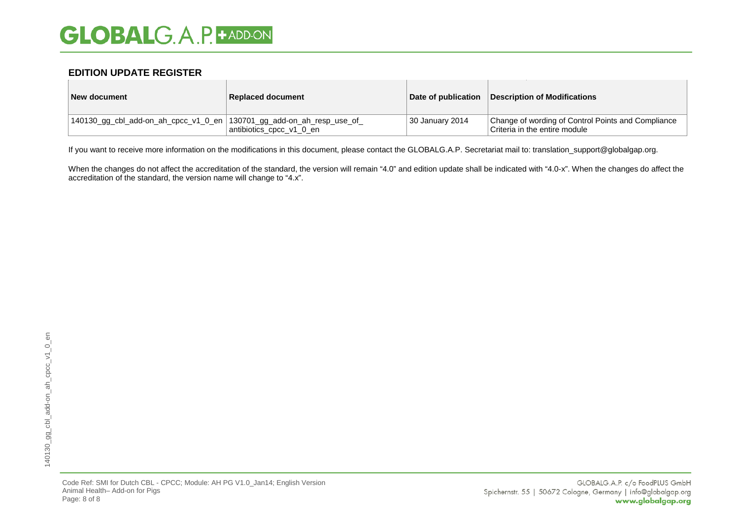## EDITION UPDATE REGISTER

| New document | Replaced document | Date of publication | Description of Modifications |
|---|---|---|---|
| 140130_gg_cbl_add-on_ah_cpcc_v1_0_en | 130701_gg_add-on_ah_resp_use_of_ antibiotics_cpcc_v1_0_en | 30 January 2014 | Change of wording of Control Points and Compliance Criteria in the entire module |

If you want to receive more information on the modifications in this document, please contact the GLOBALG.A.P. Secretariat mail to: translation_support@globalgap.org.

When the changes do not affect the accreditation of the standard, the version will remain "4.0" and edition update shall be indicated with "4.0-x". When the changes do affect the accreditation of the standard, the version name will change to "4.x".